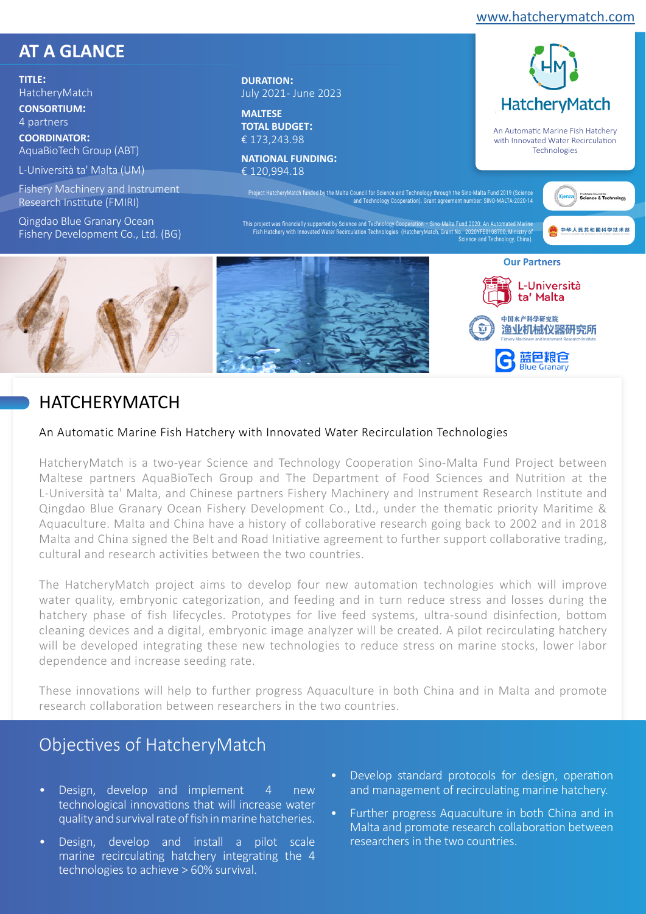www.hatcherymatch.com

## AT A GLANCE

**TITLE:**
HatcheryMatch

**CONSORTIUM:**
4 partners

**COORDINATOR:**
AquaBioTech Group (ABT)

L-Università ta' Malta (UM)

Fishery Machinery and Instrument Research Institute (FMIRI)

Qingdao Blue Granary Ocean Fishery Development Co., Ltd. (BG)

**DURATION:**
July 2021- June 2023

**MALTESE TOTAL BUDGET:**
€ 173,243.98

**NATIONAL FUNDING:**
€ 120,994.18

HatcheryMatch

An Automatic Marine Fish Hatchery with Innovated Water Recirculation Technologies

Project HatcheryMatch funded by the Malta Council for Science and Technology through the Sino-Malta Fund 2019 (Science and Technology Cooperation). Grant agreement number: SINO-MALTA-2020-14

This project was financially supported by Science and Technology Cooperation – Sino-Malta Fund 2020: An Automated Marine Fish Hatchery with Innovated Water Recirculation Technologies (HatcheryMatch, Grant No. 2020YFE0108700, Ministry of Science and Technology, China).

**Our Partners**

L-Università ta' Malta

中国水产科学研究院 渔业机械仪器研究所 Fishery Machinery and Instrument Research Institute

蓝色粮仓 Blue Granary

# HATCHERYMATCH

An Automatic Marine Fish Hatchery with Innovated Water Recirculation Technologies

HatcheryMatch is a two-year Science and Technology Cooperation Sino-Malta Fund Project between Maltese partners AquaBioTech Group and The Department of Food Sciences and Nutrition at the L-Università ta' Malta, and Chinese partners Fishery Machinery and Instrument Research Institute and Qingdao Blue Granary Ocean Fishery Development Co., Ltd., under the thematic priority Maritime & Aquaculture. Malta and China have a history of collaborative research going back to 2002 and in 2018 Malta and China signed the Belt and Road Initiative agreement to further support collaborative trading, cultural and research activities between the two countries.

The HatcheryMatch project aims to develop four new automation technologies which will improve water quality, embryonic categorization, and feeding and in turn reduce stress and losses during the hatchery phase of fish lifecycles. Prototypes for live feed systems, ultra-sound disinfection, bottom cleaning devices and a digital, embryonic image analyzer will be created. A pilot recirculating hatchery will be developed integrating these new technologies to reduce stress on marine stocks, lower labor dependence and increase seeding rate.

These innovations will help to further progress Aquaculture in both China and in Malta and promote research collaboration between researchers in the two countries.

## Objectives of HatcheryMatch

- Design, develop and implement 4 new technological innovations that will increase water quality and survival rate of fish in marine hatcheries.
- Design, develop and install a pilot scale marine recirculating hatchery integrating the 4 technologies to achieve > 60% survival.
- Develop standard protocols for design, operation and management of recirculating marine hatchery.
- Further progress Aquaculture in both China and in Malta and promote research collaboration between researchers in the two countries.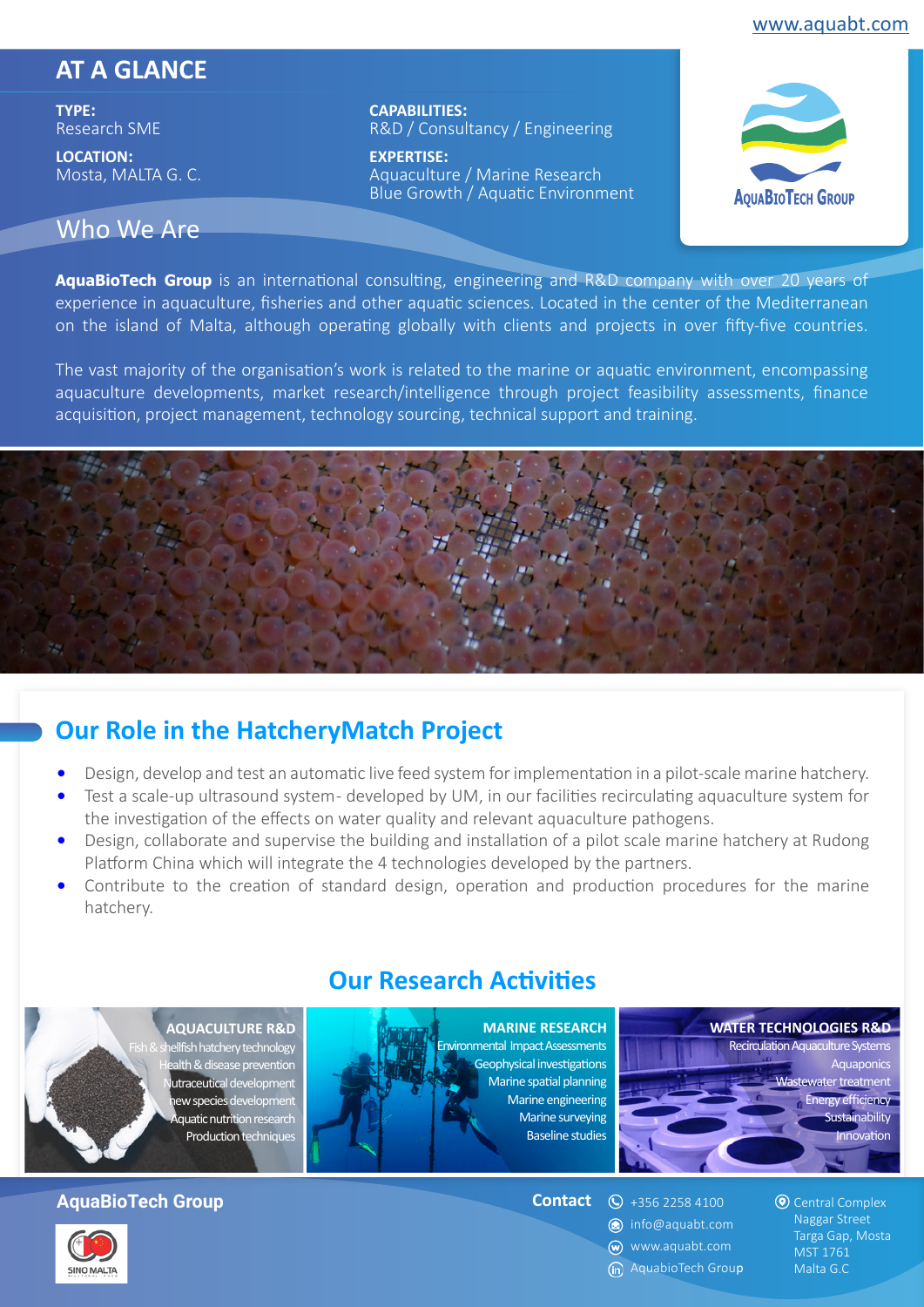www.aquabt.com

## AT A GLANCE

**TYPE:**
Research SME

**LOCATION:**
Mosta, MALTA G. C.

**CAPABILITIES:**
R&D / Consultancy / Engineering

**EXPERTISE:**
Aquaculture / Marine Research
Blue Growth / Aquatic Environment

AquaBioTech Group

## Who We Are

**AquaBioTech Group** is an international consulting, engineering and R&D company with over 20 years of experience in aquaculture, fisheries and other aquatic sciences. Located in the center of the Mediterranean on the island of Malta, although operating globally with clients and projects in over fifty-five countries.

The vast majority of the organisation's work is related to the marine or aquatic environment, encompassing aquaculture developments, market research/intelligence through project feasibility assessments, finance acquisition, project management, technology sourcing, technical support and training.

## Our Role in the HatcheryMatch Project

- Design, develop and test an automatic live feed system for implementation in a pilot-scale marine hatchery.
- Test a scale-up ultrasound system- developed by UM, in our facilities recirculating aquaculture system for the investigation of the effects on water quality and relevant aquaculture pathogens.
- Design, collaborate and supervise the building and installation of a pilot scale marine hatchery at Rudong Platform China which will integrate the 4 technologies developed by the partners.
- Contribute to the creation of standard design, operation and production procedures for the marine hatchery.

## Our Research Activities

**AQUACULTURE R&D**
Fish & shellfish hatchery technology
Health & disease prevention
Nutraceutical development
New species development
Aquatic nutrition research
Production techniques

**MARINE RESEARCH**
Environmental Impact Assessments
Geophysical investigations
Marine spatial planning
Marine engineering
Marine surveying
Baseline studies

**WATER TECHNOLOGIES R&D**
Recirculation Aquaculture Systems
Aquaponics
Wastewater treatment
Energy efficiency
Sustainability
Innovation

**AquaBioTech Group**

SINO MALTA

**Contact**
+356 2258 4100
info@aquabt.com
www.aquabt.com
AquabioTech Group

Central Complex
Naggar Street
Targa Gap, Mosta
MST 1761
Malta G.C